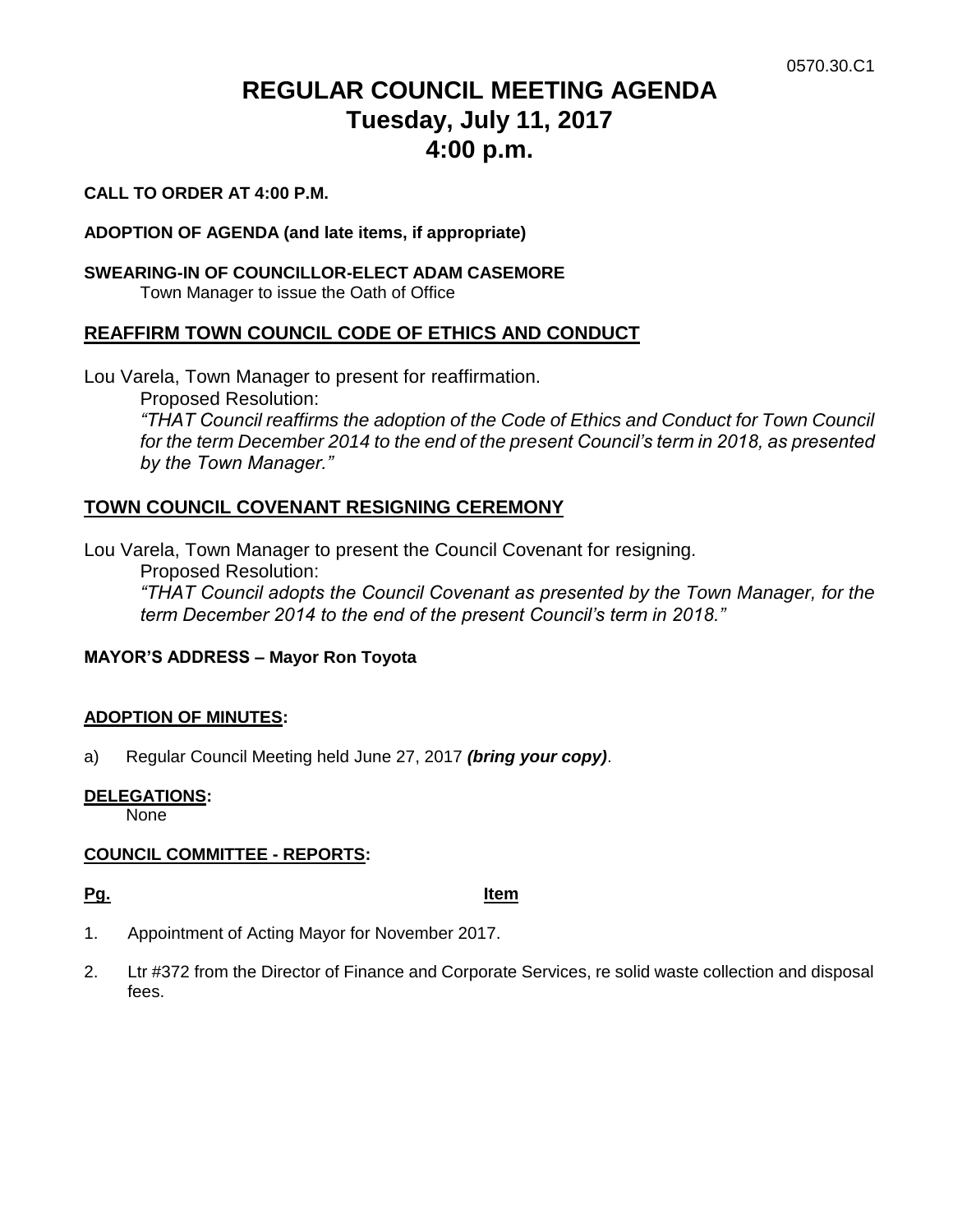0570.30.C1

# REGULAR COUNCIL MEETING AGENDA
# Tuesday, July 11, 2017
# 4:00 p.m.

**CALL TO ORDER AT 4:00 P.M.**

**ADOPTION OF AGENDA (and late items, if appropriate)**

**SWEARING-IN OF COUNCILLOR-ELECT ADAM CASEMORE**

Town Manager to issue the Oath of Office

## REAFFIRM TOWN COUNCIL CODE OF ETHICS AND CONDUCT

Lou Varela, Town Manager to present for reaffirmation.

Proposed Resolution:

*"THAT Council reaffirms the adoption of the Code of Ethics and Conduct for Town Council for the term December 2014 to the end of the present Council's term in 2018, as presented by the Town Manager."*

## TOWN COUNCIL COVENANT RESIGNING CEREMONY

Lou Varela, Town Manager to present the Council Covenant for resigning.

Proposed Resolution:

*"THAT Council adopts the Council Covenant as presented by the Town Manager, for the term December 2014 to the end of the present Council's term in 2018."*

**MAYOR'S ADDRESS – Mayor Ron Toyota**

**ADOPTION OF MINUTES:**

a) Regular Council Meeting held June 27, 2017 ***(bring your copy)***.

**DELEGATIONS:**

None

**COUNCIL COMMITTEE - REPORTS:**

**Pg.** **Item**

1. Appointment of Acting Mayor for November 2017.
2. Ltr #372 from the Director of Finance and Corporate Services, re solid waste collection and disposal fees.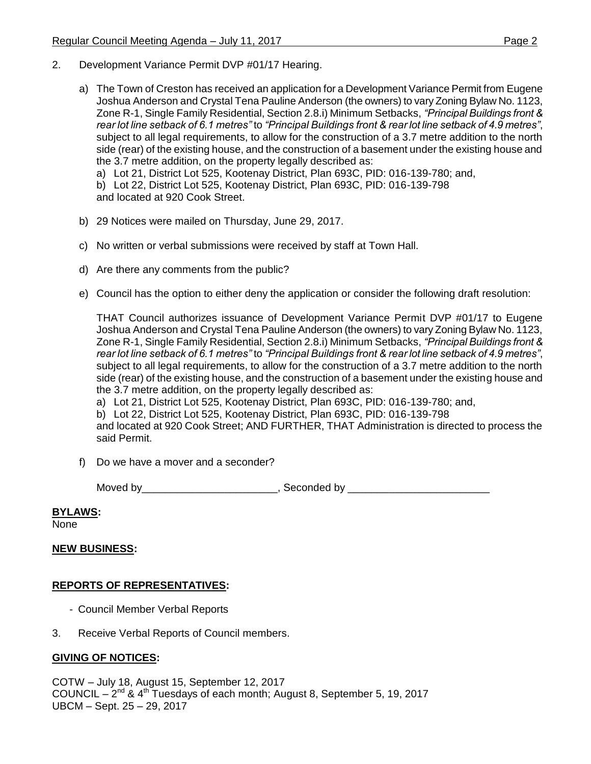2. Development Variance Permit DVP #01/17 Hearing.

   a) The Town of Creston has received an application for a Development Variance Permit from Eugene Joshua Anderson and Crystal Tena Pauline Anderson (the owners) to vary Zoning Bylaw No. 1123, Zone R-1, Single Family Residential, Section 2.8.i) Minimum Setbacks, *"Principal Buildings front & rear lot line setback of 6.1 metres"* to *"Principal Buildings front & rear lot line setback of 4.9 metres"*, subject to all legal requirements, to allow for the construction of a 3.7 metre addition to the north side (rear) of the existing house, and the construction of a basement under the existing house and the 3.7 metre addition, on the property legally described as:
   a) Lot 21, District Lot 525, Kootenay District, Plan 693C, PID: 016-139-780; and,
   b) Lot 22, District Lot 525, Kootenay District, Plan 693C, PID: 016-139-798
   and located at 920 Cook Street.

   b) 29 Notices were mailed on Thursday, June 29, 2017.

   c) No written or verbal submissions were received by staff at Town Hall.

   d) Are there any comments from the public?

   e) Council has the option to either deny the application or consider the following draft resolution:

   THAT Council authorizes issuance of Development Variance Permit DVP #01/17 to Eugene Joshua Anderson and Crystal Tena Pauline Anderson (the owners) to vary Zoning Bylaw No. 1123, Zone R-1, Single Family Residential, Section 2.8.i) Minimum Setbacks, *"Principal Buildings front & rear lot line setback of 6.1 metres"* to *"Principal Buildings front & rear lot line setback of 4.9 metres"*, subject to all legal requirements, to allow for the construction of a 3.7 metre addition to the north side (rear) of the existing house, and the construction of a basement under the existing house and the 3.7 metre addition, on the property legally described as:
   a) Lot 21, District Lot 525, Kootenay District, Plan 693C, PID: 016-139-780; and,
   b) Lot 22, District Lot 525, Kootenay District, Plan 693C, PID: 016-139-798
   and located at 920 Cook Street; AND FURTHER, THAT Administration is directed to process the said Permit.

   f) Do we have a mover and a seconder?

   Moved by_______________________, Seconded by ________________________

**BYLAWS:**
None

**NEW BUSINESS:**

**REPORTS OF REPRESENTATIVES:**

- Council Member Verbal Reports

3. Receive Verbal Reports of Council members.

**GIVING OF NOTICES:**

COTW – July 18, August 15, September 12, 2017
COUNCIL – 2nd & 4th Tuesdays of each month; August 8, September 5, 19, 2017
UBCM – Sept. 25 – 29, 2017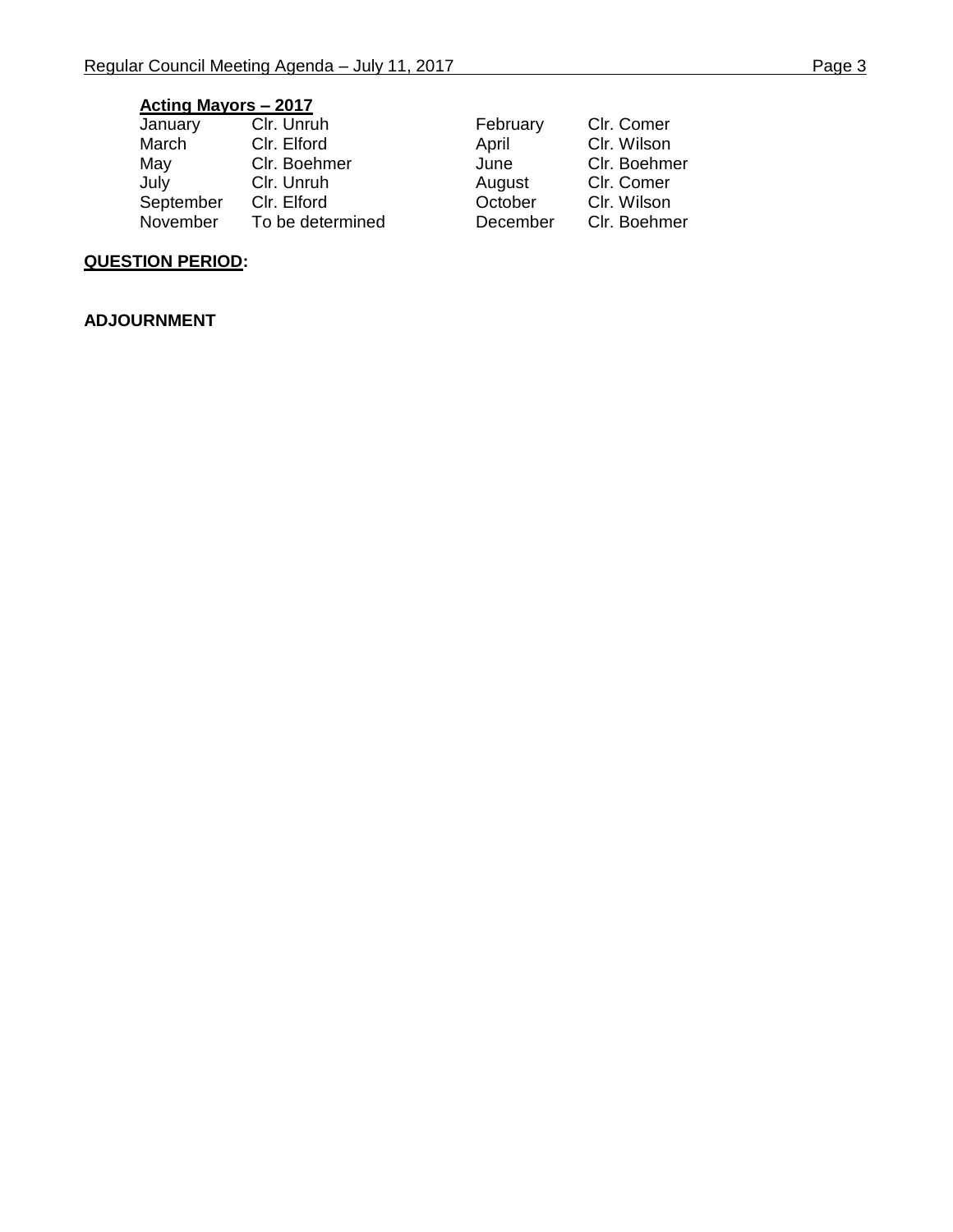**Acting Mayors – 2017**

| | | | |
|---|---|---|---|
| January | Clr. Unruh | February | Clr. Comer |
| March | Clr. Elford | April | Clr. Wilson |
| May | Clr. Boehmer | June | Clr. Boehmer |
| July | Clr. Unruh | August | Clr. Comer |
| September | Clr. Elford | October | Clr. Wilson |
| November | To be determined | December | Clr. Boehmer |

**QUESTION PERIOD:**

**ADJOURNMENT**